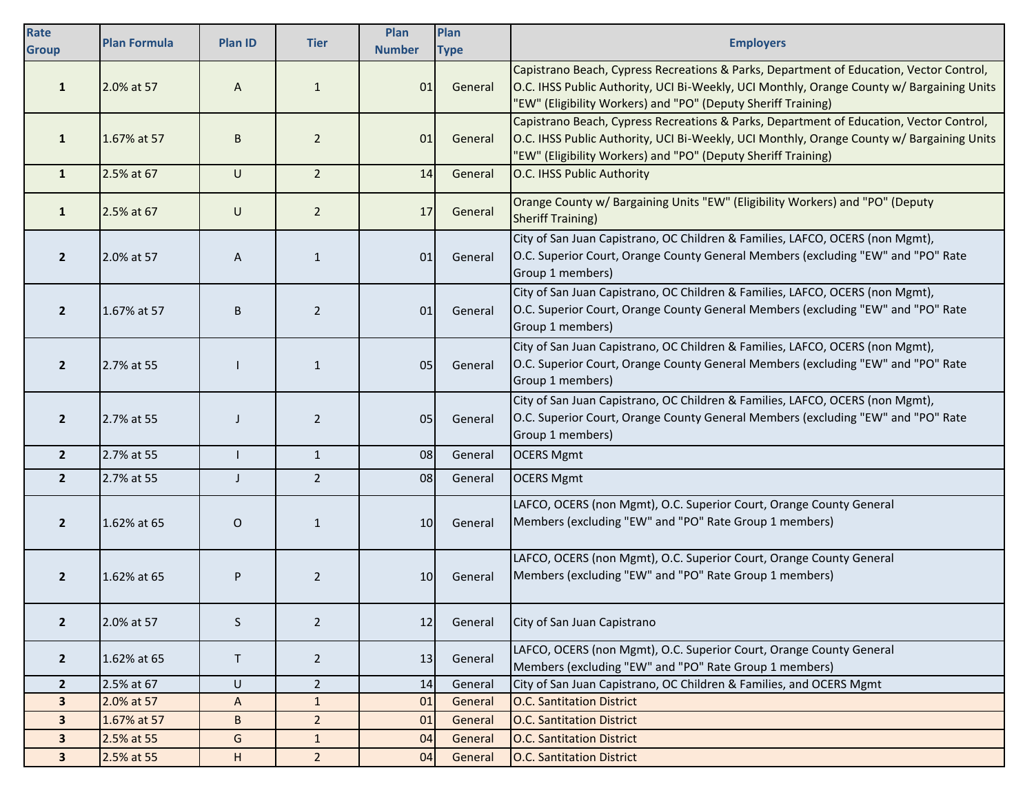| Rate Group | Plan Formula | Plan ID | Tier | Plan Number | Plan Type | Employers |
|---|---|---|---|---|---|---|
| 1 | 2.0% at 57 | A | 1 | 01 | General | Capistrano Beach, Cypress Recreations & Parks, Department of Education, Vector Control, O.C. IHSS Public Authority, UCI Bi-Weekly, UCI Monthly, Orange County w/ Bargaining Units "EW" (Eligibility Workers) and "PO" (Deputy Sheriff Training) |
| 1 | 1.67% at 57 | B | 2 | 01 | General | Capistrano Beach, Cypress Recreations & Parks, Department of Education, Vector Control, O.C. IHSS Public Authority, UCI Bi-Weekly, UCI Monthly, Orange County w/ Bargaining Units "EW" (Eligibility Workers) and "PO" (Deputy Sheriff Training) |
| 1 | 2.5% at 67 | U | 2 | 14 | General | O.C. IHSS Public Authority |
| 1 | 2.5% at 67 | U | 2 | 17 | General | Orange County w/ Bargaining Units "EW" (Eligibility Workers) and "PO" (Deputy Sheriff Training) |
| 2 | 2.0% at 57 | A | 1 | 01 | General | City of San Juan Capistrano, OC Children & Families, LAFCO, OCERS (non Mgmt), O.C. Superior Court, Orange County General Members (excluding "EW" and "PO" Rate Group 1 members) |
| 2 | 1.67% at 57 | B | 2 | 01 | General | City of San Juan Capistrano, OC Children & Families, LAFCO, OCERS (non Mgmt), O.C. Superior Court, Orange County General Members (excluding "EW" and "PO" Rate Group 1 members) |
| 2 | 2.7% at 55 | I | 1 | 05 | General | City of San Juan Capistrano, OC Children & Families, LAFCO, OCERS (non Mgmt), O.C. Superior Court, Orange County General Members (excluding "EW" and "PO" Rate Group 1 members) |
| 2 | 2.7% at 55 | J | 2 | 05 | General | City of San Juan Capistrano, OC Children & Families, LAFCO, OCERS (non Mgmt), O.C. Superior Court, Orange County General Members (excluding "EW" and "PO" Rate Group 1 members) |
| 2 | 2.7% at 55 | I | 1 | 08 | General | OCERS Mgmt |
| 2 | 2.7% at 55 | J | 2 | 08 | General | OCERS Mgmt |
| 2 | 1.62% at 65 | O | 1 | 10 | General | LAFCO, OCERS (non Mgmt), O.C. Superior Court, Orange County General Members (excluding "EW" and "PO" Rate Group 1 members) |
| 2 | 1.62% at 65 | P | 2 | 10 | General | LAFCO, OCERS (non Mgmt), O.C. Superior Court, Orange County General Members (excluding "EW" and "PO" Rate Group 1 members) |
| 2 | 2.0% at 57 | S | 2 | 12 | General | City of San Juan Capistrano |
| 2 | 1.62% at 65 | T | 2 | 13 | General | LAFCO, OCERS (non Mgmt), O.C. Superior Court, Orange County General Members (excluding "EW" and "PO" Rate Group 1 members) |
| 2 | 2.5% at 67 | U | 2 | 14 | General | City of San Juan Capistrano, OC Children & Families, and OCERS Mgmt |
| 3 | 2.0% at 57 | A | 1 | 01 | General | O.C. Santitation District |
| 3 | 1.67% at 57 | B | 2 | 01 | General | O.C. Santitation District |
| 3 | 2.5% at 55 | G | 1 | 04 | General | O.C. Santitation District |
| 3 | 2.5% at 55 | H | 2 | 04 | General | O.C. Santitation District |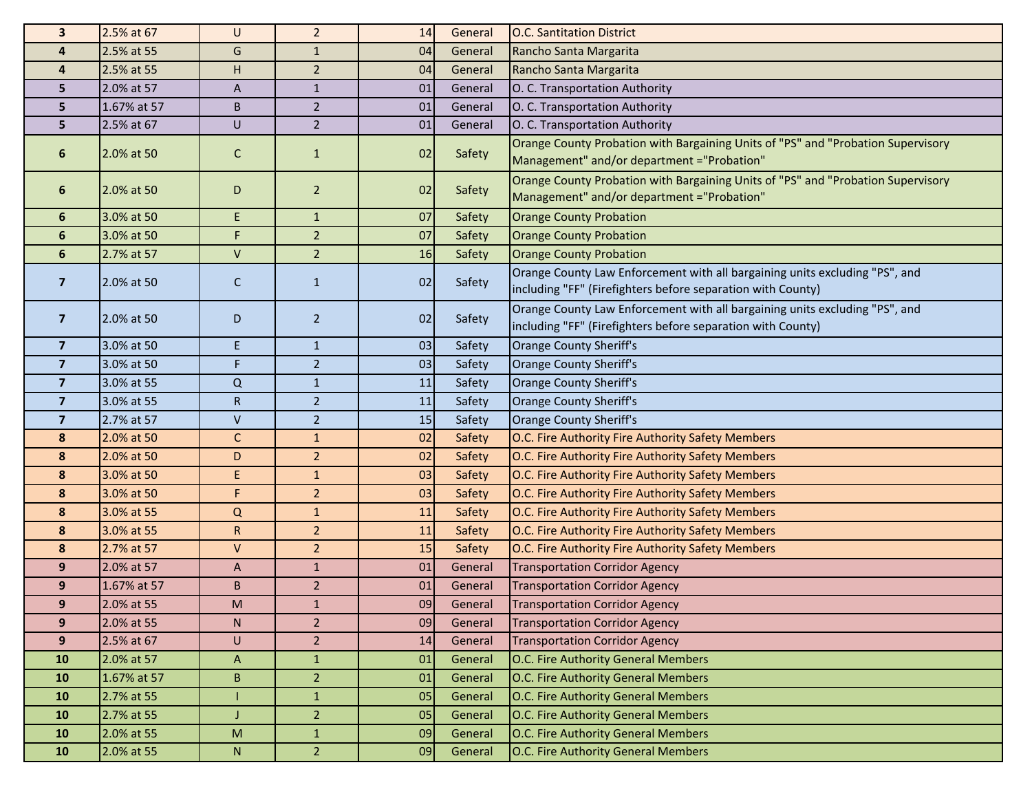| | | | | | | |
|---|---|---|---|---|---|---|
| **3** | 2.5% at 67 | U | 2 | 14 | General | O.C. Santitation District |
| **4** | 2.5% at 55 | G | 1 | 04 | General | Rancho Santa Margarita |
| **4** | 2.5% at 55 | H | 2 | 04 | General | Rancho Santa Margarita |
| **5** | 2.0% at 57 | A | 1 | 01 | General | O. C. Transportation Authority |
| **5** | 1.67% at 57 | B | 2 | 01 | General | O. C. Transportation Authority |
| **5** | 2.5% at 67 | U | 2 | 01 | General | O. C. Transportation Authority |
| **6** | 2.0% at 50 | C | 1 | 02 | Safety | Orange County Probation with Bargaining Units of "PS" and "Probation Supervisory Management" and/or department ="Probation" |
| **6** | 2.0% at 50 | D | 2 | 02 | Safety | Orange County Probation with Bargaining Units of "PS" and "Probation Supervisory Management" and/or department ="Probation" |
| **6** | 3.0% at 50 | E | 1 | 07 | Safety | Orange County Probation |
| **6** | 3.0% at 50 | F | 2 | 07 | Safety | Orange County Probation |
| **6** | 2.7% at 57 | V | 2 | 16 | Safety | Orange County Probation |
| **7** | 2.0% at 50 | C | 1 | 02 | Safety | Orange County Law Enforcement with all bargaining units excluding "PS", and including "FF" (Firefighters before separation with County) |
| **7** | 2.0% at 50 | D | 2 | 02 | Safety | Orange County Law Enforcement with all bargaining units excluding "PS", and including "FF" (Firefighters before separation with County) |
| **7** | 3.0% at 50 | E | 1 | 03 | Safety | Orange County Sheriff's |
| **7** | 3.0% at 50 | F | 2 | 03 | Safety | Orange County Sheriff's |
| **7** | 3.0% at 55 | Q | 1 | 11 | Safety | Orange County Sheriff's |
| **7** | 3.0% at 55 | R | 2 | 11 | Safety | Orange County Sheriff's |
| **7** | 2.7% at 57 | V | 2 | 15 | Safety | Orange County Sheriff's |
| **8** | 2.0% at 50 | C | 1 | 02 | Safety | O.C. Fire Authority Fire Authority Safety Members |
| **8** | 2.0% at 50 | D | 2 | 02 | Safety | O.C. Fire Authority Fire Authority Safety Members |
| **8** | 3.0% at 50 | E | 1 | 03 | Safety | O.C. Fire Authority Fire Authority Safety Members |
| **8** | 3.0% at 50 | F | 2 | 03 | Safety | O.C. Fire Authority Fire Authority Safety Members |
| **8** | 3.0% at 55 | Q | 1 | 11 | Safety | O.C. Fire Authority Fire Authority Safety Members |
| **8** | 3.0% at 55 | R | 2 | 11 | Safety | O.C. Fire Authority Fire Authority Safety Members |
| **8** | 2.7% at 57 | V | 2 | 15 | Safety | O.C. Fire Authority Fire Authority Safety Members |
| **9** | 2.0% at 57 | A | 1 | 01 | General | Transportation Corridor Agency |
| **9** | 1.67% at 57 | B | 2 | 01 | General | Transportation Corridor Agency |
| **9** | 2.0% at 55 | M | 1 | 09 | General | Transportation Corridor Agency |
| **9** | 2.0% at 55 | N | 2 | 09 | General | Transportation Corridor Agency |
| **9** | 2.5% at 67 | U | 2 | 14 | General | Transportation Corridor Agency |
| **10** | 2.0% at 57 | A | 1 | 01 | General | O.C. Fire Authority General Members |
| **10** | 1.67% at 57 | B | 2 | 01 | General | O.C. Fire Authority General Members |
| **10** | 2.7% at 55 | I | 1 | 05 | General | O.C. Fire Authority General Members |
| **10** | 2.7% at 55 | J | 2 | 05 | General | O.C. Fire Authority General Members |
| **10** | 2.0% at 55 | M | 1 | 09 | General | O.C. Fire Authority General Members |
| **10** | 2.0% at 55 | N | 2 | 09 | General | O.C. Fire Authority General Members |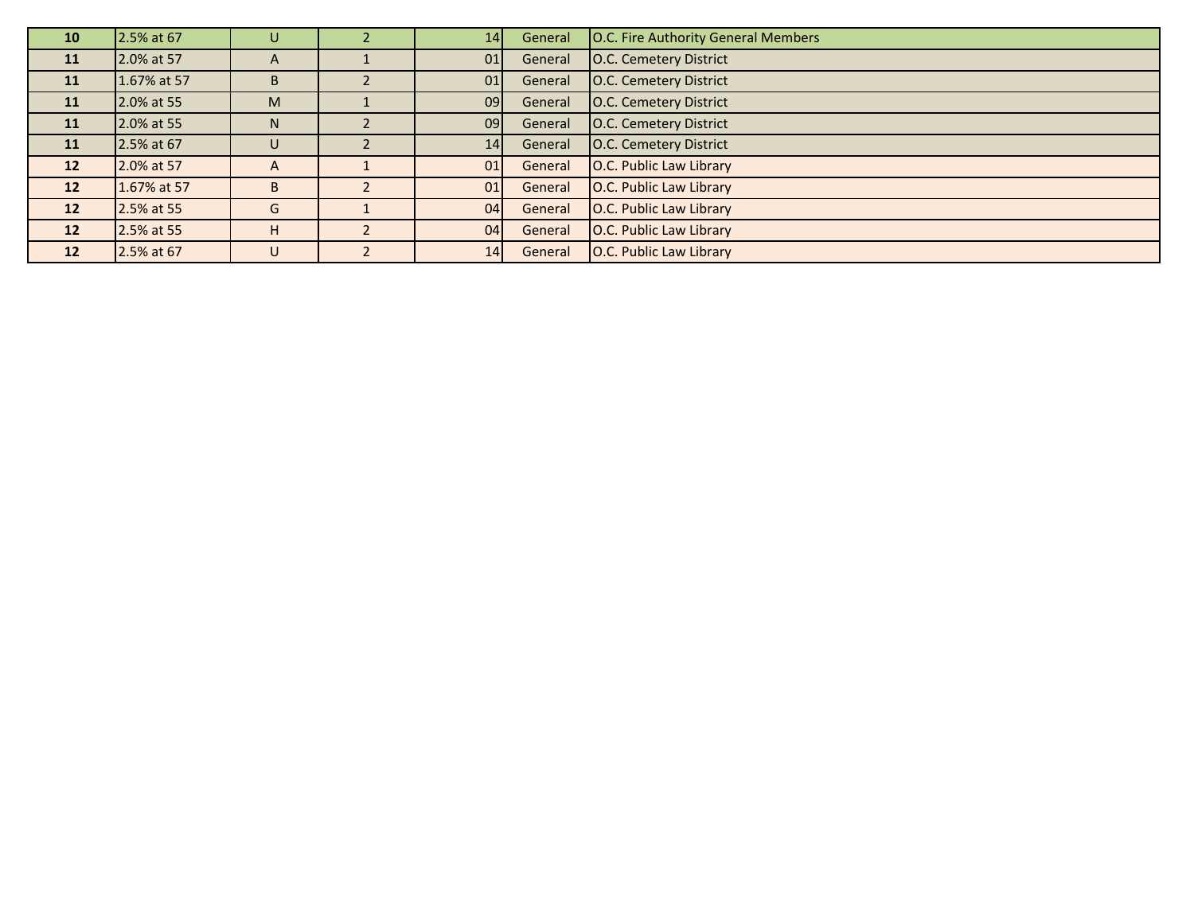| | | | | | | |
|---|---|---|---|---|---|---|
| **10** | 2.5% at 67 | U | 2 | 14 | General | O.C. Fire Authority General Members |
| **11** | 2.0% at 57 | A | 1 | 01 | General | O.C. Cemetery District |
| **11** | 1.67% at 57 | B | 2 | 01 | General | O.C. Cemetery District |
| **11** | 2.0% at 55 | M | 1 | 09 | General | O.C. Cemetery District |
| **11** | 2.0% at 55 | N | 2 | 09 | General | O.C. Cemetery District |
| **11** | 2.5% at 67 | U | 2 | 14 | General | O.C. Cemetery District |
| **12** | 2.0% at 57 | A | 1 | 01 | General | O.C. Public Law Library |
| **12** | 1.67% at 57 | B | 2 | 01 | General | O.C. Public Law Library |
| **12** | 2.5% at 55 | G | 1 | 04 | General | O.C. Public Law Library |
| **12** | 2.5% at 55 | H | 2 | 04 | General | O.C. Public Law Library |
| **12** | 2.5% at 67 | U | 2 | 14 | General | O.C. Public Law Library |